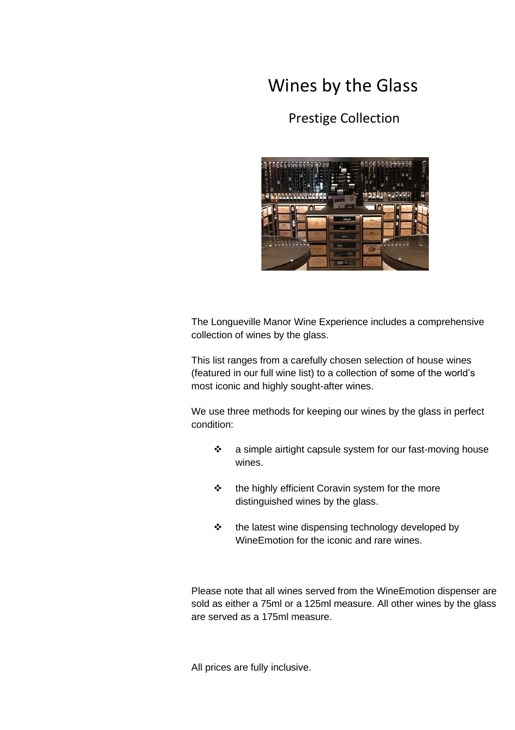# Wines by the Glass

## Prestige Collection

The Longueville Manor Wine Experience includes a comprehensive collection of wines by the glass.

This list ranges from a carefully chosen selection of house wines (featured in our full wine list) to a collection of some of the world's most iconic and highly sought-after wines.

We use three methods for keeping our wines by the glass in perfect condition:

- a simple airtight capsule system for our fast-moving house wines.
- the highly efficient Coravin system for the more distinguished wines by the glass.
- the latest wine dispensing technology developed by WineEmotion for the iconic and rare wines.

Please note that all wines served from the WineEmotion dispenser are sold as either a 75ml or a 125ml measure. All other wines by the glass are served as a 175ml measure.

All prices are fully inclusive.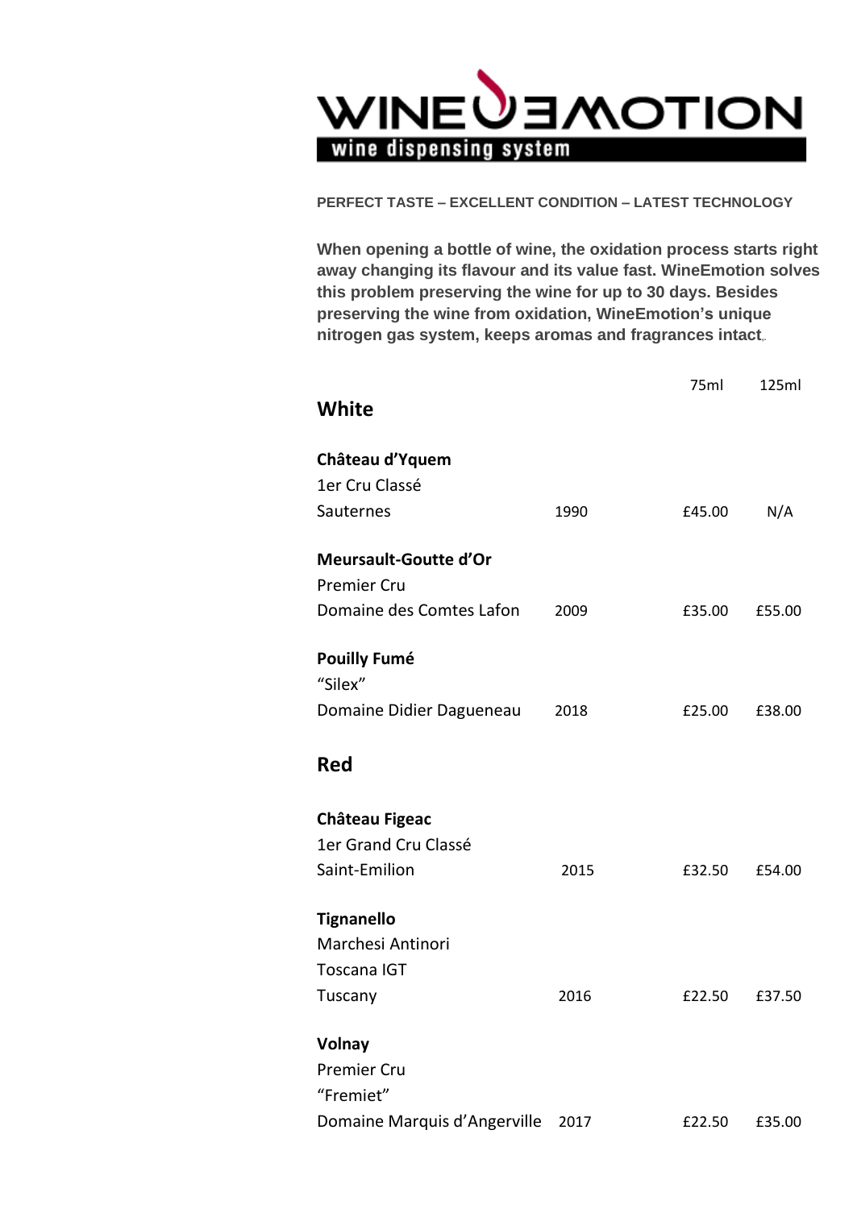# WINEEMOTION

wine dispensing system

**PERFECT TASTE – EXCELLENT CONDITION – LATEST TECHNOLOGY**

**When opening a bottle of wine, the oxidation process starts right away changing its flavour and its value fast. WineEmotion solves this problem preserving the wine for up to 30 days. Besides preserving the wine from oxidation, WineEmotion's unique nitrogen gas system, keeps aromas and fragrances intact.**

| | | 75ml | 125ml |
|---|---|---|---|
| **White** | | | |
| **Château d'Yquem**<br>1er Cru Classé<br>Sauternes | 1990 | £45.00 | N/A |
| **Meursault-Goutte d'Or**<br>Premier Cru<br>Domaine des Comtes Lafon | 2009 | £35.00 | £55.00 |
| **Pouilly Fumé**<br>"Silex"<br>Domaine Didier Dagueneau | 2018 | £25.00 | £38.00 |
| **Red** | | | |
| **Château Figeac**<br>1er Grand Cru Classé<br>Saint-Emilion | 2015 | £32.50 | £54.00 |
| **Tignanello**<br>Marchesi Antinori<br>Toscana IGT<br>Tuscany | 2016 | £22.50 | £37.50 |
| **Volnay**<br>Premier Cru<br>"Fremiet"<br>Domaine Marquis d'Angerville | 2017 | £22.50 | £35.00 |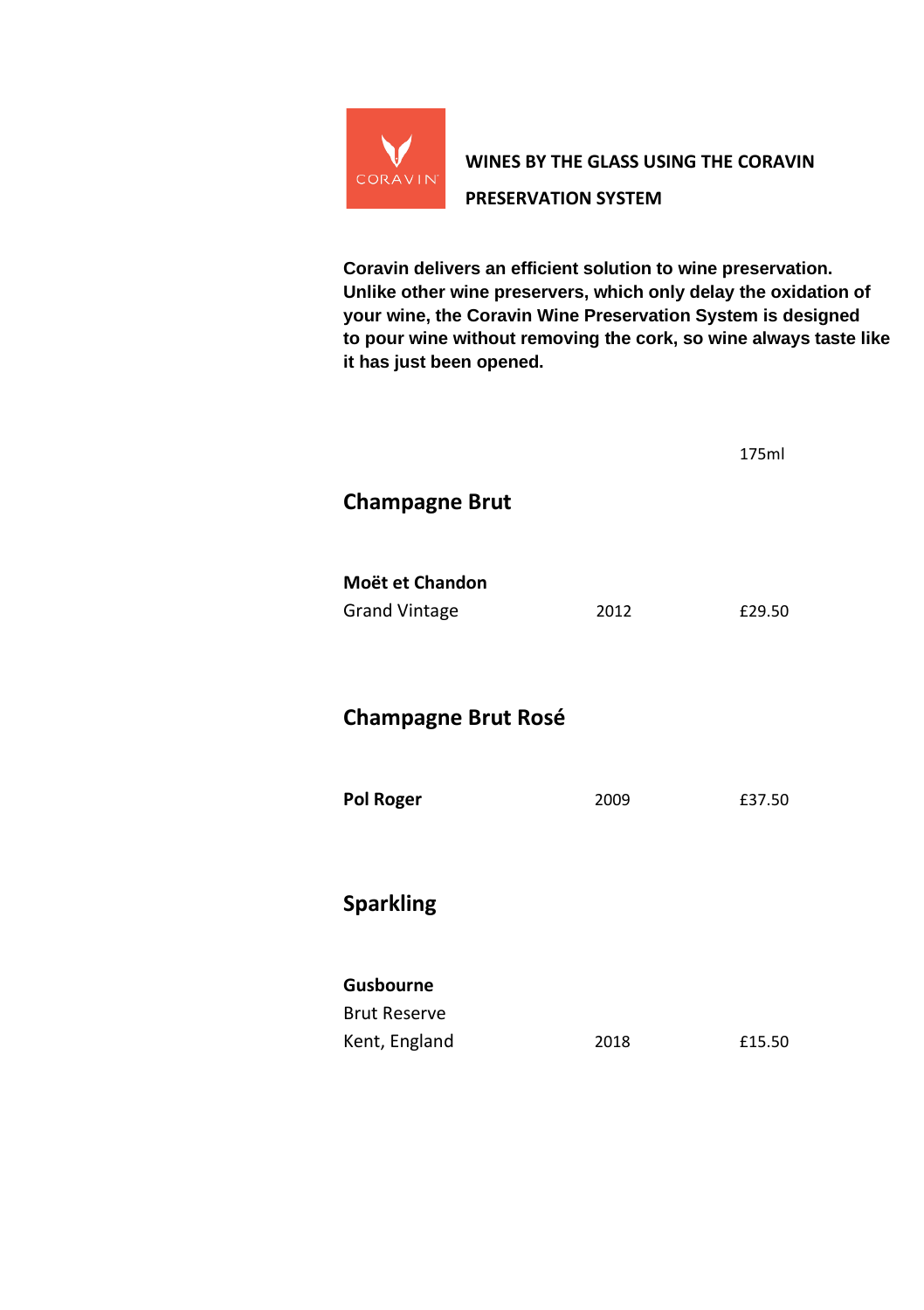**WINES BY THE GLASS USING THE CORAVIN PRESERVATION SYSTEM**

**Coravin delivers an efficient solution to wine preservation. Unlike other wine preservers, which only delay the oxidation of your wine, the Coravin Wine Preservation System is designed to pour wine without removing the cork, so wine always taste like it has just been opened.**

175ml

## Champagne Brut

| | | |
|---|---|---|
| **Moët et Chandon**<br>Grand Vintage | 2012 | £29.50 |

## Champagne Brut Rosé

| | | |
|---|---|---|
| **Pol Roger** | 2009 | £37.50 |

## Sparkling

| | | |
|---|---|---|
| **Gusbourne**<br>Brut Reserve<br>Kent, England | 2018 | £15.50 |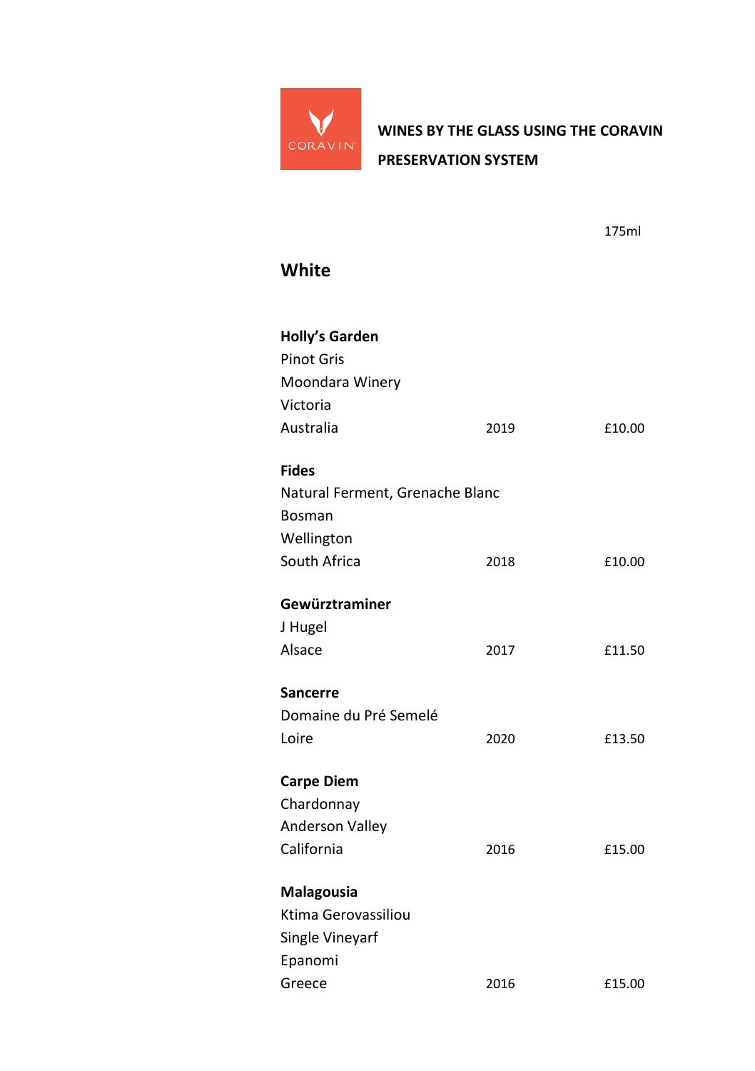CORAVIN

**WINES BY THE GLASS USING THE CORAVIN PRESERVATION SYSTEM**

175ml

## White

**Holly's Garden**
Pinot Gris
Moondara Winery
Victoria
Australia 2019 £10.00

**Fides**
Natural Ferment, Grenache Blanc
Bosman
Wellington
South Africa 2018 £10.00

**Gewürztraminer**
J Hugel
Alsace 2017 £11.50

**Sancerre**
Domaine du Pré Semelé
Loire 2020 £13.50

**Carpe Diem**
Chardonnay
Anderson Valley
California 2016 £15.00

**Malagousia**
Ktima Gerovassiliou
Single Vineyarf
Epanomi
Greece 2016 £15.00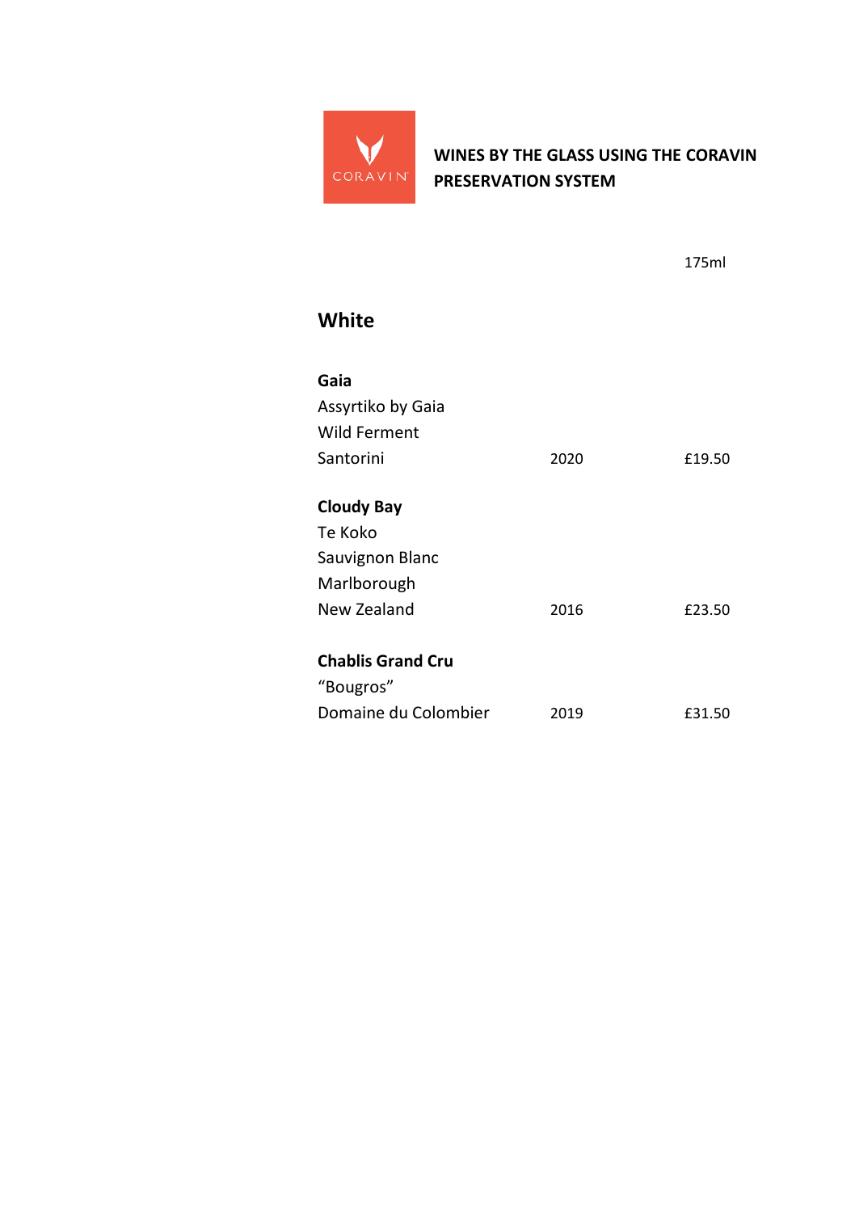CORAVIN

## WINES BY THE GLASS USING THE CORAVIN PRESERVATION SYSTEM

| | | 175ml |
|---|---|---|

### White

| | | |
|---|---|---|
| **Gaia**<br>Assyrtiko by Gaia<br>Wild Ferment<br>Santorini | 2020 | £19.50 |
| **Cloudy Bay**<br>Te Koko<br>Sauvignon Blanc<br>Marlborough<br>New Zealand | 2016 | £23.50 |
| **Chablis Grand Cru**<br>"Bougros"<br>Domaine du Colombier | 2019 | £31.50 |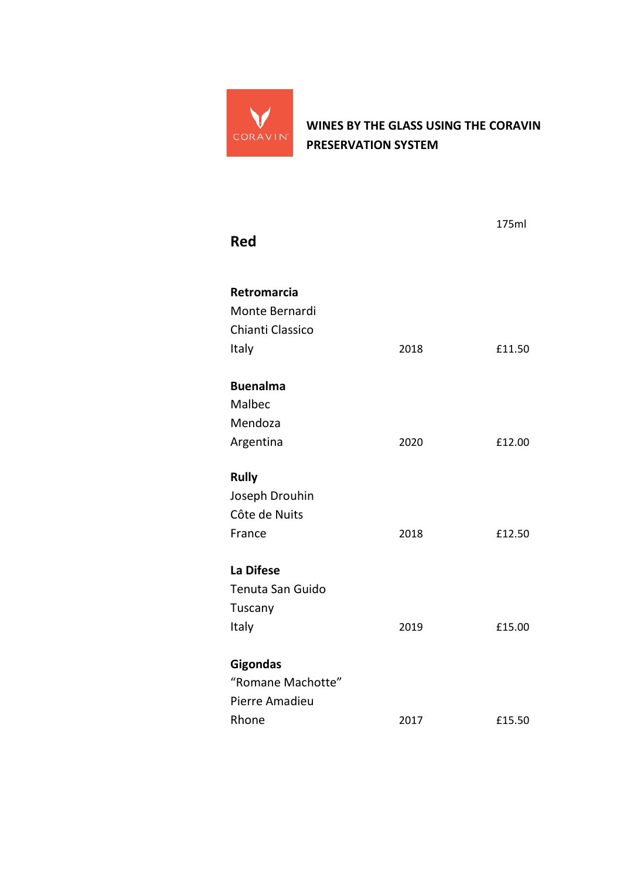CORAVIN

**WINES BY THE GLASS USING THE CORAVIN PRESERVATION SYSTEM**

## Red

| Wine | Vintage | 175ml |
|---|---|---|
| **Retromarcia**<br>Monte Bernardi<br>Chianti Classico<br>Italy | 2018 | £11.50 |
| **Buenalma**<br>Malbec<br>Mendoza<br>Argentina | 2020 | £12.00 |
| **Rully**<br>Joseph Drouhin<br>Côte de Nuits<br>France | 2018 | £12.50 |
| **La Difese**<br>Tenuta San Guido<br>Tuscany<br>Italy | 2019 | £15.00 |
| **Gigondas**<br>"Romane Machotte"<br>Pierre Amadieu<br>Rhone | 2017 | £15.50 |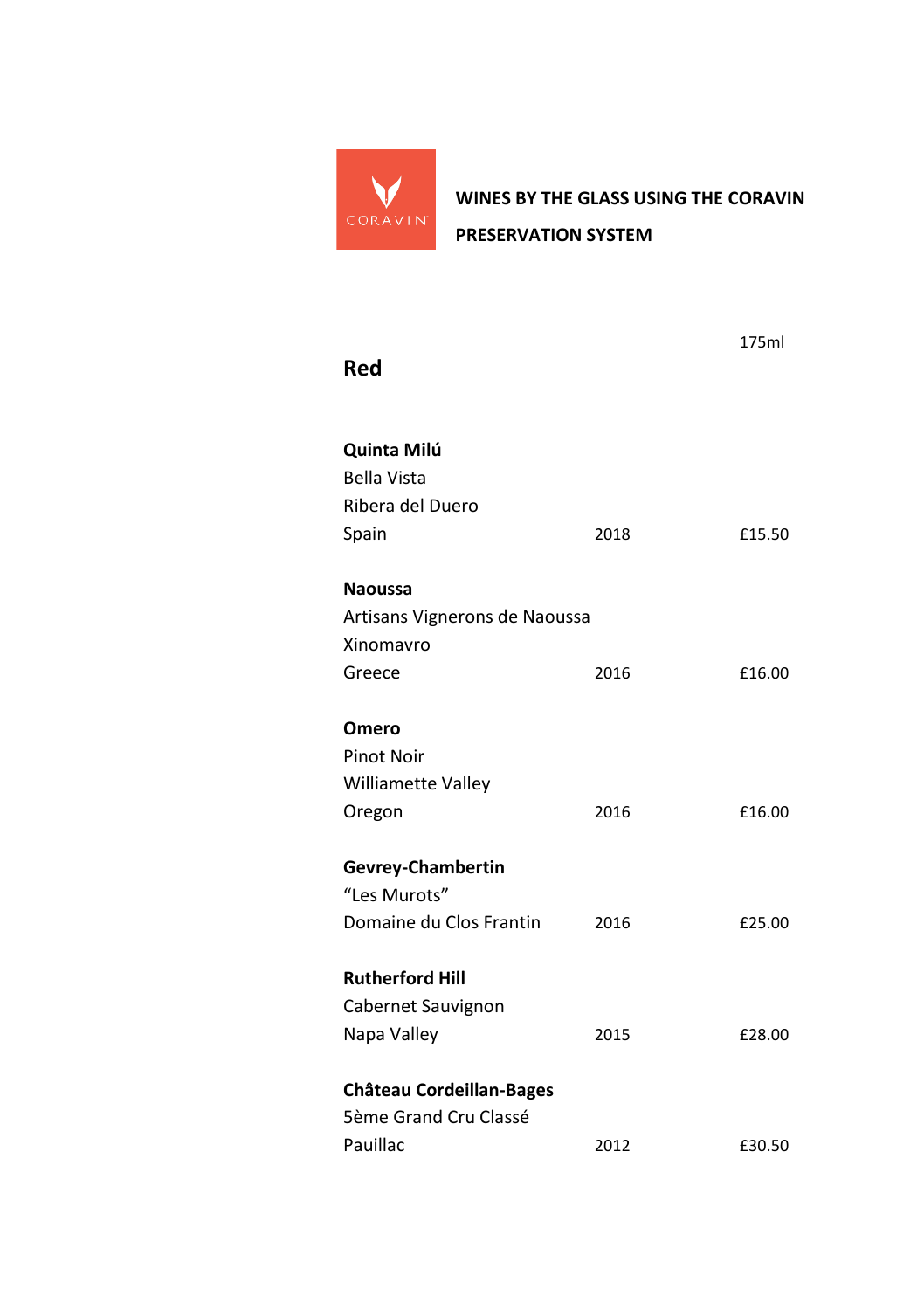CORAVIN

**WINES BY THE GLASS USING THE CORAVIN PRESERVATION SYSTEM**

## Red

| | | 175ml |
|---|---|---|
| **Quinta Milú**<br>Bella Vista<br>Ribera del Duero<br>Spain | 2018 | £15.50 |
| **Naoussa**<br>Artisans Vignerons de Naoussa<br>Xinomavro<br>Greece | 2016 | £16.00 |
| **Omero**<br>Pinot Noir<br>Williamette Valley<br>Oregon | 2016 | £16.00 |
| **Gevrey-Chambertin**<br>"Les Murots"<br>Domaine du Clos Frantin | 2016 | £25.00 |
| **Rutherford Hill**<br>Cabernet Sauvignon<br>Napa Valley | 2015 | £28.00 |
| **Château Cordeillan-Bages**<br>5ème Grand Cru Classé<br>Pauillac | 2012 | £30.50 |